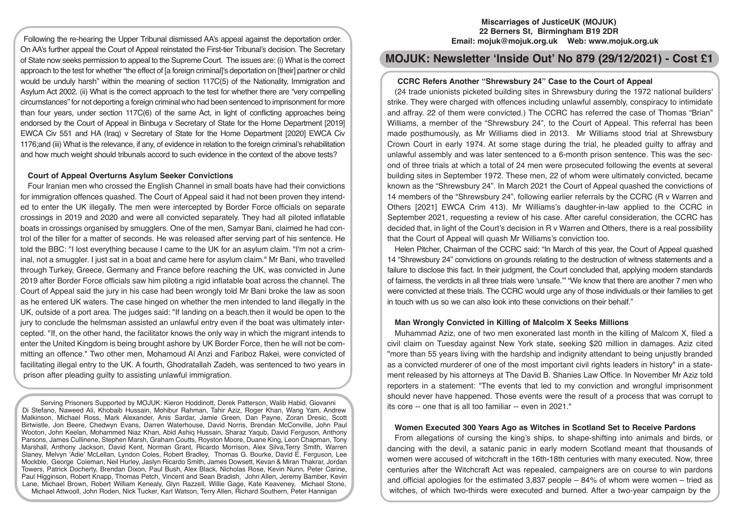Following the re-hearing the Upper Tribunal dismissed AA's appeal against the deportation order. On AA's further appeal the Court of Appeal reinstated the First-tier Tribunal's decision. The Secretary of State now seeks permission to appeal to the Supreme Court. The issues are: (i) What is the correct approach to the test for whether "the effect of [a foreign criminal]'s deportation on [their] partner or child would be unduly harsh" within the meaning of section 117C(5) of the Nationality, Immigration and Asylum Act 2002. (ii) What is the correct approach to the test for whether there are "very compelling circumstances" for not deporting a foreign criminal who had been sentenced to imprisonment for more than four years, under section 117C(6) of the same Act, in light of conflicting approaches being endorsed by the Court of Appeal in Binbuga v Secretary of State for the Home Department [2019] EWCA Civ 551 and HA (Iraq) v Secretary of State for the Home Department [2020] EWCA Civ 1176;and (iii) What is the relevance, if any, of evidence in relation to the foreign criminal's rehabilitation and how much weight should tribunals accord to such evidence in the context of the above tests?

### Court of Appeal Overturns Asylum Seeker Convictions

Four Iranian men who crossed the English Channel in small boats have had their convictions for immigration offences quashed. The Court of Appeal said it had not been proven they intended to enter the UK illegally. The men were intercepted by Border Force officials on separate crossings in 2019 and 2020 and were all convicted separately. They had all piloted inflatable boats in crossings organised by smugglers. One of the men, Samyar Bani, claimed he had control of the tiller for a matter of seconds. He was released after serving part of his sentence. He told the BBC: "I lost everything because I came to the UK for an asylum claim. "I'm not a criminal, not a smuggler. I just sat in a boat and came here for asylum claim." Mr Bani, who travelled through Turkey, Greece, Germany and France before reaching the UK, was convicted in June 2019 after Border Force officials saw him piloting a rigid inflatable boat across the channel. The Court of Appeal said the jury in his case had been wrongly told Mr Bani broke the law as soon as he entered UK waters. The case hinged on whether the men intended to land illegally in the UK, outside of a port area. The judges said: "If landing on a beach.then it would be open to the jury to conclude the helmsman assisted an unlawful entry even if the boat was ultimately intercepted. "If, on the other hand, the facilitator knows the only way in which the migrant intends to enter the United Kingdom is being brought ashore by UK Border Force, then he will not be committing an offence." Two other men, Mohamoud Al Anzi and Fariboz Rakei, were convicted of facilitating illegal entry to the UK. A fourth, Ghodratallah Zadeh, was sentenced to two years in prison after pleading guilty to assisting unlawful immigration.

Serving Prisoners Supported by MOJUK: Kieron Hoddinott, Derek Patterson, Walib Habid, Giovanni Di Stefano, Naweed Ali, Khobaib Hussain, Mohibur Rahman, Tahir Aziz, Roger Khan, Wang Yam, Andrew Malkinson, Michael Ross, Mark Alexander, Anis Sardar, Jamie Green, Dan Payne, Zoran Dresic, Scott Birtwistle, Jon Beere, Chedwyn Evans, Darren Waterhouse, David Norris, Brendan McConville, John Paul Wooton, John Keelan, Mohammed Niaz Khan, Abid Ashiq Hussain, Sharaz Yaqub, David Ferguson, Anthony Parsons, James Cullinene, Stephen Marsh, Graham Coutts, Royston Moore, Duane King, Leon Chapman, Tony Marshall, Anthony Jackson, David Kent, Norman Grant, Ricardo Morrison, Alex Silva,Terry Smith, Warren Slaney, Melvyn 'Adie' McLellan, Lyndon Coles, Robert Bradley, Thomas G. Bourke, David E. Ferguson, Lee Mockble, George Coleman, Neil Hurley, Jaslyn Ricardo Smith, James Dowsett, Kevan & Miran Thakrar, Jordan Towers, Patrick Docherty, Brendan Dixon, Paul Bush, Alex Black, Nicholas Rose, Kevin Nunn, Peter Carine, Paul Higginson, Robert Knapp, Thomas Petch, Vincent and Sean Bradish, John Allen, Jeremy Bamber, Kevin Lane, Michael Brown, Robert William Kenealy, Glyn Razzell, Willie Gage, Kate Keaveney, Michael Stone, Michael Attwooll, John Roden, Nick Tucker, Karl Watson, Terry Allen, Richard Southern, Peter Hannigan

**Miscarriages of JusticeUK (MOJUK)**
**22 Berners St, Birmingham B19 2DR**
**Email: mojuk@mojuk.org.uk Web: www.mojuk.org.uk**

# MOJUK: Newsletter 'Inside Out' No 879 (29/12/2021) - Cost £1

### CCRC Refers Another "Shrewsbury 24" Case to the Court of Appeal

(24 trade unionists picketed building sites in Shrewsbury during the 1972 national builders' strike. They were charged with offences including unlawful assembly, conspiracy to intimidate and affray. 22 of them were convicted.) The CCRC has referred the case of Thomas "Brian" Williams, a member of the "Shrewsbury 24", to the Court of Appeal. This referral has been made posthumously, as Mr Williams died in 2013. Mr Williams stood trial at Shrewsbury Crown Court in early 1974. At some stage during the trial, he pleaded guilty to affray and unlawful assembly and was later sentenced to a 6-month prison sentence. This was the second of three trials at which a total of 24 men were prosecuted following the events at several building sites in September 1972. These men, 22 of whom were ultimately convicted, became known as the "Shrewsbury 24". In March 2021 the Court of Appeal quashed the convictions of 14 members of the "Shrewsbury 24", following earlier referrals by the CCRC (R v Warren and Others [2021] EWCA Crim 413). Mr Williams's daughter-in-law applied to the CCRC in September 2021, requesting a review of his case. After careful consideration, the CCRC has decided that, in light of the Court's decision in R v Warren and Others, there is a real possibility that the Court of Appeal will quash Mr Williams's conviction too.

Helen Pitcher, Chairman of the CCRC said: "In March of this year, the Court of Appeal quashed 14 "Shrewsbury 24" convictions on grounds relating to the destruction of witness statements and a failure to disclose this fact. In their judgment, the Court concluded that, applying modern standards of fairness, the verdicts in all three trials were 'unsafe.'" "We know that there are another 7 men who were convicted at these trials. The CCRC would urge any of those individuals or their families to get in touch with us so we can also look into these convictions on their behalf."

### Man Wrongly Convicted in Killing of Malcolm X Seeks Millions

Muhammad Aziz, one of two men exonerated last month in the killing of Malcom X, filed a civil claim on Tuesday against New York state, seeking $20 million in damages. Aziz cited "more than 55 years living with the hardship and indignity attendant to being unjustly branded as a convicted murderer of one of the most important civil rights leaders in history" in a statement released by his attorneys at The David B. Shanies Law Office. In November Mr Aziz told reporters in a statement: "The events that led to my conviction and wrongful imprisonment should never have happened. Those events were the result of a process that was corrupt to its core -- one that is all too familiar -- even in 2021."

### Women Executed 300 Years Ago as Witches in Scotland Set to Receive Pardons

From allegations of cursing the king's ships, to shape-shifting into animals and birds, or dancing with the devil, a satanic panic in early modern Scotland meant that thousands of women were accused of witchcraft in the 16th-18th centuries with many executed. Now, three centuries after the Witchcraft Act was repealed, campaigners are on course to win pardons and official apologies for the estimated 3,837 people – 84% of whom were women – tried as witches, of which two-thirds were executed and burned. After a two-year campaign by the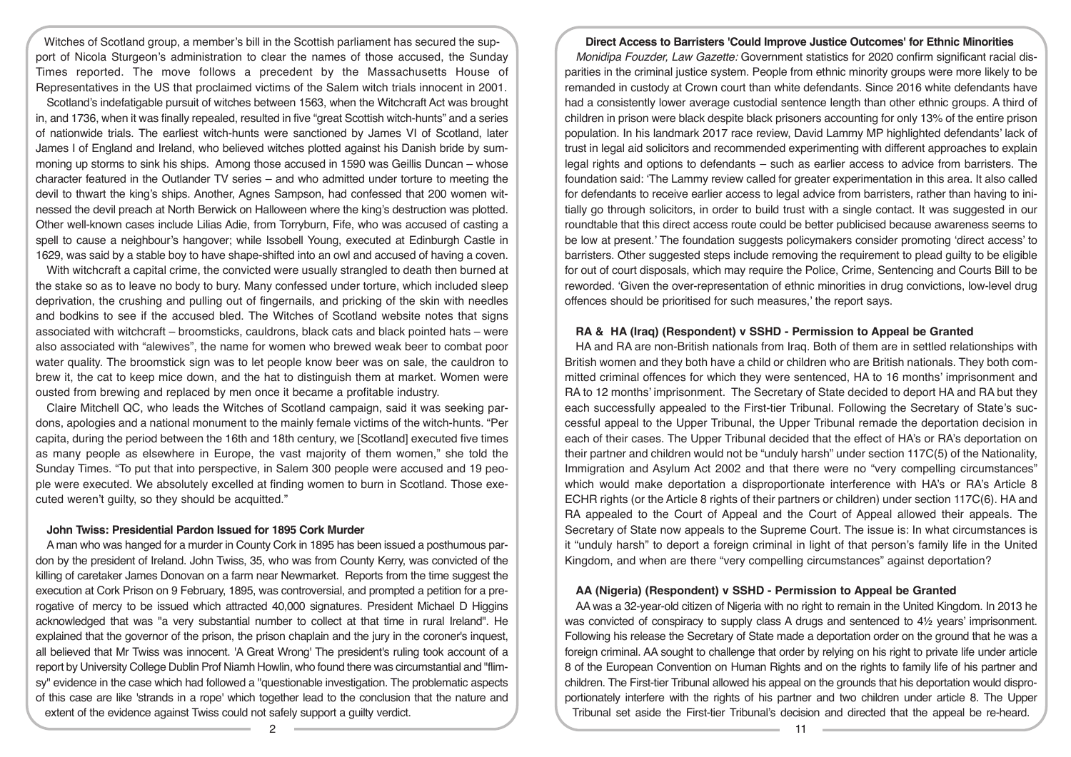Witches of Scotland group, a member's bill in the Scottish parliament has secured the support of Nicola Sturgeon's administration to clear the names of those accused, the Sunday Times reported. The move follows a precedent by the Massachusetts House of Representatives in the US that proclaimed victims of the Salem witch trials innocent in 2001.

Scotland's indefatigable pursuit of witches between 1563, when the Witchcraft Act was brought in, and 1736, when it was finally repealed, resulted in five "great Scottish witch-hunts" and a series of nationwide trials. The earliest witch-hunts were sanctioned by James VI of Scotland, later James I of England and Ireland, who believed witches plotted against his Danish bride by summoning up storms to sink his ships. Among those accused in 1590 was Geillis Duncan – whose character featured in the Outlander TV series – and who admitted under torture to meeting the devil to thwart the king's ships. Another, Agnes Sampson, had confessed that 200 women witnessed the devil preach at North Berwick on Halloween where the king's destruction was plotted. Other well-known cases include Lilias Adie, from Torryburn, Fife, who was accused of casting a spell to cause a neighbour's hangover; while Issobell Young, executed at Edinburgh Castle in 1629, was said by a stable boy to have shape-shifted into an owl and accused of having a coven.

With witchcraft a capital crime, the convicted were usually strangled to death then burned at the stake so as to leave no body to bury. Many confessed under torture, which included sleep deprivation, the crushing and pulling out of fingernails, and pricking of the skin with needles and bodkins to see if the accused bled. The Witches of Scotland website notes that signs associated with witchcraft – broomsticks, cauldrons, black cats and black pointed hats – were also associated with "alewives", the name for women who brewed weak beer to combat poor water quality. The broomstick sign was to let people know beer was on sale, the cauldron to brew it, the cat to keep mice down, and the hat to distinguish them at market. Women were ousted from brewing and replaced by men once it became a profitable industry.

Claire Mitchell QC, who leads the Witches of Scotland campaign, said it was seeking pardons, apologies and a national monument to the mainly female victims of the witch-hunts. "Per capita, during the period between the 16th and 18th century, we [Scotland] executed five times as many people as elsewhere in Europe, the vast majority of them women," she told the Sunday Times. "To put that into perspective, in Salem 300 people were accused and 19 people were executed. We absolutely excelled at finding women to burn in Scotland. Those executed weren't guilty, so they should be acquitted."

### John Twiss: Presidential Pardon Issued for 1895 Cork Murder

A man who was hanged for a murder in County Cork in 1895 has been issued a posthumous pardon by the president of Ireland. John Twiss, 35, who was from County Kerry, was convicted of the killing of caretaker James Donovan on a farm near Newmarket. Reports from the time suggest the execution at Cork Prison on 9 February, 1895, was controversial, and prompted a petition for a prerogative of mercy to be issued which attracted 40,000 signatures. President Michael D Higgins acknowledged that was "a very substantial number to collect at that time in rural Ireland". He explained that the governor of the prison, the prison chaplain and the jury in the coroner's inquest, all believed that Mr Twiss was innocent. 'A Great Wrong' The president's ruling took account of a report by University College Dublin Prof Niamh Howlin, who found there was circumstantial and "flimsy" evidence in the case which had followed a "questionable investigation. The problematic aspects of this case are like 'strands in a rope' which together lead to the conclusion that the nature and extent of the evidence against Twiss could not safely support a guilty verdict.

### Direct Access to Barristers 'Could Improve Justice Outcomes' for Ethnic Minorities

*Monidipa Fouzder, Law Gazette:* Government statistics for 2020 confirm significant racial disparities in the criminal justice system. People from ethnic minority groups were more likely to be remanded in custody at Crown court than white defendants. Since 2016 white defendants have had a consistently lower average custodial sentence length than other ethnic groups. A third of children in prison were black despite black prisoners accounting for only 13% of the entire prison population. In his landmark 2017 race review, David Lammy MP highlighted defendants' lack of trust in legal aid solicitors and recommended experimenting with different approaches to explain legal rights and options to defendants – such as earlier access to advice from barristers. The foundation said: 'The Lammy review called for greater experimentation in this area. It also called for defendants to receive earlier access to legal advice from barristers, rather than having to initially go through solicitors, in order to build trust with a single contact. It was suggested in our roundtable that this direct access route could be better publicised because awareness seems to be low at present.' The foundation suggests policymakers consider promoting 'direct access' to barristers. Other suggested steps include removing the requirement to plead guilty to be eligible for out of court disposals, which may require the Police, Crime, Sentencing and Courts Bill to be reworded. 'Given the over-representation of ethnic minorities in drug convictions, low-level drug offences should be prioritised for such measures,' the report says.

### RA & HA (Iraq) (Respondent) v SSHD - Permission to Appeal be Granted

HA and RA are non-British nationals from Iraq. Both of them are in settled relationships with British women and they both have a child or children who are British nationals. They both committed criminal offences for which they were sentenced, HA to 16 months' imprisonment and RA to 12 months' imprisonment. The Secretary of State decided to deport HA and RA but they each successfully appealed to the First-tier Tribunal. Following the Secretary of State's successful appeal to the Upper Tribunal, the Upper Tribunal remade the deportation decision in each of their cases. The Upper Tribunal decided that the effect of HA's or RA's deportation on their partner and children would not be "unduly harsh" under section 117C(5) of the Nationality, Immigration and Asylum Act 2002 and that there were no "very compelling circumstances" which would make deportation a disproportionate interference with HA's or RA's Article 8 ECHR rights (or the Article 8 rights of their partners or children) under section 117C(6). HA and RA appealed to the Court of Appeal and the Court of Appeal allowed their appeals. The Secretary of State now appeals to the Supreme Court. The issue is: In what circumstances is it "unduly harsh" to deport a foreign criminal in light of that person's family life in the United Kingdom, and when are there "very compelling circumstances" against deportation?

### AA (Nigeria) (Respondent) v SSHD - Permission to Appeal be Granted

AA was a 32-year-old citizen of Nigeria with no right to remain in the United Kingdom. In 2013 he was convicted of conspiracy to supply class A drugs and sentenced to 4½ years' imprisonment. Following his release the Secretary of State made a deportation order on the ground that he was a foreign criminal. AA sought to challenge that order by relying on his right to private life under article 8 of the European Convention on Human Rights and on the rights to family life of his partner and children. The First-tier Tribunal allowed his appeal on the grounds that his deportation would disproportionately interfere with the rights of his partner and two children under article 8. The Upper Tribunal set aside the First-tier Tribunal's decision and directed that the appeal be re-heard.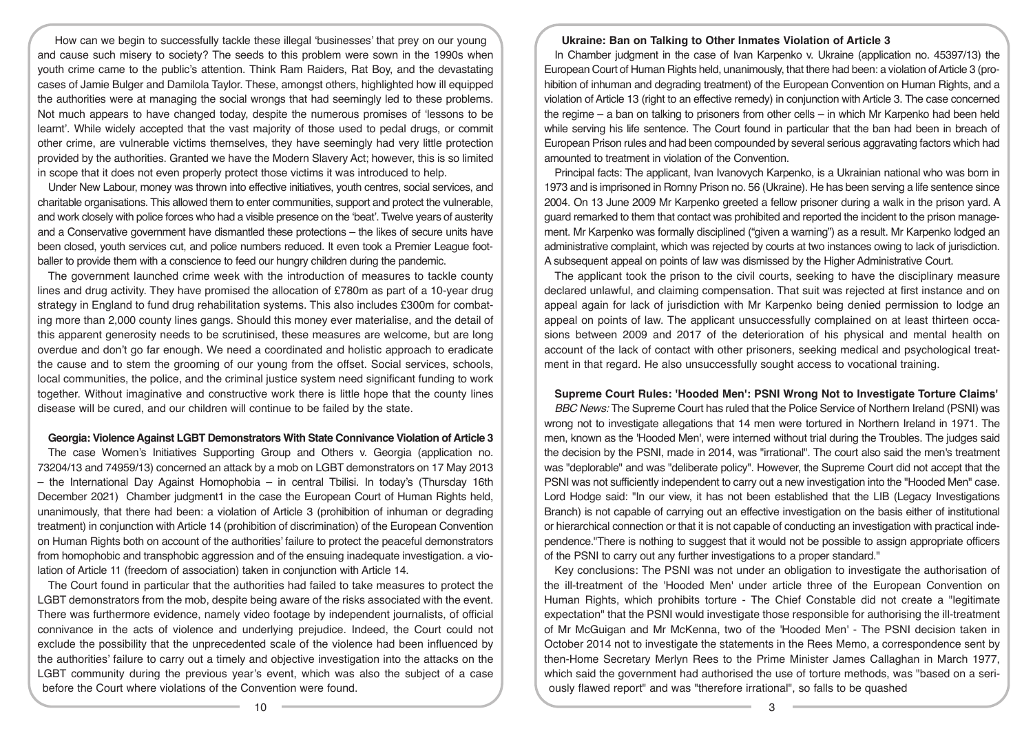How can we begin to successfully tackle these illegal 'businesses' that prey on our young and cause such misery to society? The seeds to this problem were sown in the 1990s when youth crime came to the public's attention. Think Ram Raiders, Rat Boy, and the devastating cases of Jamie Bulger and Damilola Taylor. These, amongst others, highlighted how ill equipped the authorities were at managing the social wrongs that had seemingly led to these problems. Not much appears to have changed today, despite the numerous promises of 'lessons to be learnt'. While widely accepted that the vast majority of those used to pedal drugs, or commit other crime, are vulnerable victims themselves, they have seemingly had very little protection provided by the authorities. Granted we have the Modern Slavery Act; however, this is so limited in scope that it does not even properly protect those victims it was introduced to help.

Under New Labour, money was thrown into effective initiatives, youth centres, social services, and charitable organisations. This allowed them to enter communities, support and protect the vulnerable, and work closely with police forces who had a visible presence on the 'beat'. Twelve years of austerity and a Conservative government have dismantled these protections – the likes of secure units have been closed, youth services cut, and police numbers reduced. It even took a Premier League footballer to provide them with a conscience to feed our hungry children during the pandemic.

The government launched crime week with the introduction of measures to tackle county lines and drug activity. They have promised the allocation of £780m as part of a 10-year drug strategy in England to fund drug rehabilitation systems. This also includes £300m for combating more than 2,000 county lines gangs. Should this money ever materialise, and the detail of this apparent generosity needs to be scrutinised, these measures are welcome, but are long overdue and don't go far enough. We need a coordinated and holistic approach to eradicate the cause and to stem the grooming of our young from the offset. Social services, schools, local communities, the police, and the criminal justice system need significant funding to work together. Without imaginative and constructive work there is little hope that the county lines disease will be cured, and our children will continue to be failed by the state.

**Georgia: Violence Against LGBT Demonstrators With State Connivance Violation of Article 3**

The case Women's Initiatives Supporting Group and Others v. Georgia (application no. 73204/13 and 74959/13) concerned an attack by a mob on LGBT demonstrators on 17 May 2013 – the International Day Against Homophobia – in central Tbilisi. In today's (Thursday 16th December 2021) Chamber judgment[1] in the case the European Court of Human Rights held, unanimously, that there had been: a violation of Article 3 (prohibition of inhuman or degrading treatment) in conjunction with Article 14 (prohibition of discrimination) of the European Convention on Human Rights both on account of the authorities' failure to protect the peaceful demonstrators from homophobic and transphobic aggression and of the ensuing inadequate investigation. a violation of Article 11 (freedom of association) taken in conjunction with Article 14.

The Court found in particular that the authorities had failed to take measures to protect the LGBT demonstrators from the mob, despite being aware of the risks associated with the event. There was furthermore evidence, namely video footage by independent journalists, of official connivance in the acts of violence and underlying prejudice. Indeed, the Court could not exclude the possibility that the unprecedented scale of the violence had been influenced by the authorities' failure to carry out a timely and objective investigation into the attacks on the LGBT community during the previous year's event, which was also the subject of a case before the Court where violations of the Convention were found.

**Ukraine: Ban on Talking to Other Inmates Violation of Article 3**

In Chamber judgment in the case of Ivan Karpenko v. Ukraine (application no. 45397/13) the European Court of Human Rights held, unanimously, that there had been: a violation of Article 3 (prohibition of inhuman and degrading treatment) of the European Convention on Human Rights, and a violation of Article 13 (right to an effective remedy) in conjunction with Article 3. The case concerned the regime – a ban on talking to prisoners from other cells – in which Mr Karpenko had been held while serving his life sentence. The Court found in particular that the ban had been in breach of European Prison rules and had been compounded by several serious aggravating factors which had amounted to treatment in violation of the Convention.

Principal facts: The applicant, Ivan Ivanovych Karpenko, is a Ukrainian national who was born in 1973 and is imprisoned in Romny Prison no. 56 (Ukraine). He has been serving a life sentence since 2004. On 13 June 2009 Mr Karpenko greeted a fellow prisoner during a walk in the prison yard. A guard remarked to them that contact was prohibited and reported the incident to the prison management. Mr Karpenko was formally disciplined ("given a warning") as a result. Mr Karpenko lodged an administrative complaint, which was rejected by courts at two instances owing to lack of jurisdiction. A subsequent appeal on points of law was dismissed by the Higher Administrative Court.

The applicant took the prison to the civil courts, seeking to have the disciplinary measure declared unlawful, and claiming compensation. That suit was rejected at first instance and on appeal again for lack of jurisdiction with Mr Karpenko being denied permission to lodge an appeal on points of law. The applicant unsuccessfully complained on at least thirteen occasions between 2009 and 2017 of the deterioration of his physical and mental health on account of the lack of contact with other prisoners, seeking medical and psychological treatment in that regard. He also unsuccessfully sought access to vocational training.

**Supreme Court Rules: 'Hooded Men': PSNI Wrong Not to Investigate Torture Claims'**

*BBC News:* The Supreme Court has ruled that the Police Service of Northern Ireland (PSNI) was wrong not to investigate allegations that 14 men were tortured in Northern Ireland in 1971. The men, known as the 'Hooded Men', were interned without trial during the Troubles. The judges said the decision by the PSNI, made in 2014, was "irrational". The court also said the men's treatment was "deplorable" and was "deliberate policy". However, the Supreme Court did not accept that the PSNI was not sufficiently independent to carry out a new investigation into the "Hooded Men" case. Lord Hodge said: "In our view, it has not been established that the LIB (Legacy Investigations Branch) is not capable of carrying out an effective investigation on the basis either of institutional or hierarchical connection or that it is not capable of conducting an investigation with practical independence."There is nothing to suggest that it would not be possible to assign appropriate officers of the PSNI to carry out any further investigations to a proper standard."

Key conclusions: The PSNI was not under an obligation to investigate the authorisation of the ill-treatment of the 'Hooded Men' under article three of the European Convention on Human Rights, which prohibits torture - The Chief Constable did not create a "legitimate expectation" that the PSNI would investigate those responsible for authorising the ill-treatment of Mr McGuigan and Mr McKenna, two of the 'Hooded Men' - The PSNI decision taken in October 2014 not to investigate the statements in the Rees Memo, a correspondence sent by then-Home Secretary Merlyn Rees to the Prime Minister James Callaghan in March 1977, which said the government had authorised the use of torture methods, was "based on a seriously flawed report" and was "therefore irrational", so falls to be quashed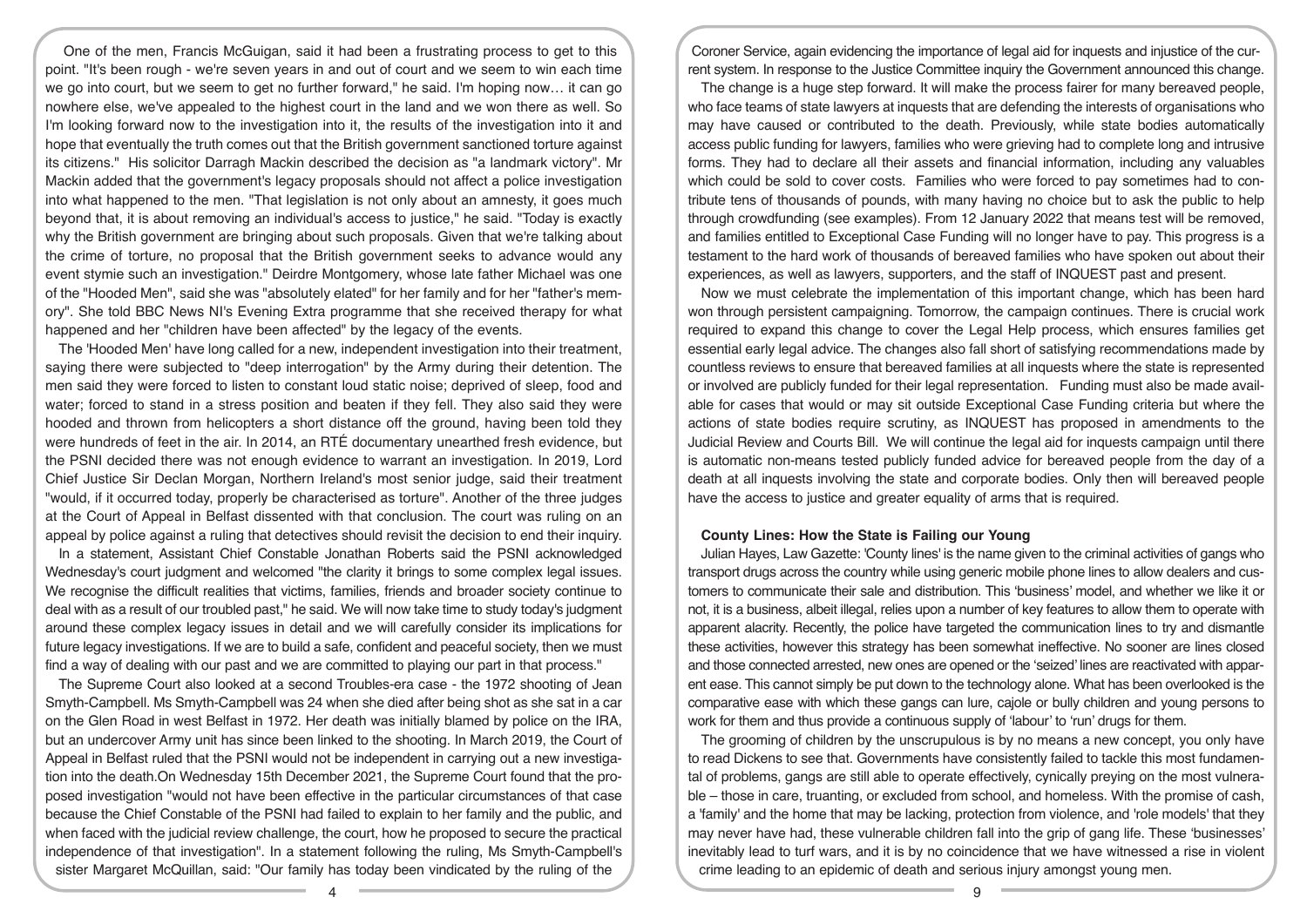One of the men, Francis McGuigan, said it had been a frustrating process to get to this point. "It's been rough - we're seven years in and out of court and we seem to win each time we go into court, but we seem to get no further forward," he said. I'm hoping now… it can go nowhere else, we've appealed to the highest court in the land and we won there as well. So I'm looking forward now to the investigation into it, the results of the investigation into it and hope that eventually the truth comes out that the British government sanctioned torture against its citizens." His solicitor Darragh Mackin described the decision as "a landmark victory". Mr Mackin added that the government's legacy proposals should not affect a police investigation into what happened to the men. "That legislation is not only about an amnesty, it goes much beyond that, it is about removing an individual's access to justice," he said. "Today is exactly why the British government are bringing about such proposals. Given that we're talking about the crime of torture, no proposal that the British government seeks to advance would any event stymie such an investigation." Deirdre Montgomery, whose late father Michael was one of the "Hooded Men", said she was "absolutely elated" for her family and for her "father's memory". She told BBC News NI's Evening Extra programme that she received therapy for what happened and her "children have been affected" by the legacy of the events.

The 'Hooded Men' have long called for a new, independent investigation into their treatment, saying there were subjected to "deep interrogation" by the Army during their detention. The men said they were forced to listen to constant loud static noise; deprived of sleep, food and water; forced to stand in a stress position and beaten if they fell. They also said they were hooded and thrown from helicopters a short distance off the ground, having been told they were hundreds of feet in the air. In 2014, an RTÉ documentary unearthed fresh evidence, but the PSNI decided there was not enough evidence to warrant an investigation. In 2019, Lord Chief Justice Sir Declan Morgan, Northern Ireland's most senior judge, said their treatment "would, if it occurred today, properly be characterised as torture". Another of the three judges at the Court of Appeal in Belfast dissented with that conclusion. The court was ruling on an appeal by police against a ruling that detectives should revisit the decision to end their inquiry.

In a statement, Assistant Chief Constable Jonathan Roberts said the PSNI acknowledged Wednesday's court judgment and welcomed "the clarity it brings to some complex legal issues. We recognise the difficult realities that victims, families, friends and broader society continue to deal with as a result of our troubled past," he said. We will now take time to study today's judgment around these complex legacy issues in detail and we will carefully consider its implications for future legacy investigations. If we are to build a safe, confident and peaceful society, then we must find a way of dealing with our past and we are committed to playing our part in that process."

The Supreme Court also looked at a second Troubles-era case - the 1972 shooting of Jean Smyth-Campbell. Ms Smyth-Campbell was 24 when she died after being shot as she sat in a car on the Glen Road in west Belfast in 1972. Her death was initially blamed by police on the IRA, but an undercover Army unit has since been linked to the shooting. In March 2019, the Court of Appeal in Belfast ruled that the PSNI would not be independent in carrying out a new investigation into the death.On Wednesday 15th December 2021, the Supreme Court found that the proposed investigation "would not have been effective in the particular circumstances of that case because the Chief Constable of the PSNI had failed to explain to her family and the public, and when faced with the judicial review challenge, the court, how he proposed to secure the practical independence of that investigation". In a statement following the ruling, Ms Smyth-Campbell's sister Margaret McQuillan, said: "Our family has today been vindicated by the ruling of the

Coroner Service, again evidencing the importance of legal aid for inquests and injustice of the current system. In response to the Justice Committee inquiry the Government announced this change.

The change is a huge step forward. It will make the process fairer for many bereaved people, who face teams of state lawyers at inquests that are defending the interests of organisations who may have caused or contributed to the death. Previously, while state bodies automatically access public funding for lawyers, families who were grieving had to complete long and intrusive forms. They had to declare all their assets and financial information, including any valuables which could be sold to cover costs. Families who were forced to pay sometimes had to contribute tens of thousands of pounds, with many having no choice but to ask the public to help through crowdfunding (see examples). From 12 January 2022 that means test will be removed, and families entitled to Exceptional Case Funding will no longer have to pay. This progress is a testament to the hard work of thousands of bereaved families who have spoken out about their experiences, as well as lawyers, supporters, and the staff of INQUEST past and present.

Now we must celebrate the implementation of this important change, which has been hard won through persistent campaigning. Tomorrow, the campaign continues. There is crucial work required to expand this change to cover the Legal Help process, which ensures families get essential early legal advice. The changes also fall short of satisfying recommendations made by countless reviews to ensure that bereaved families at all inquests where the state is represented or involved are publicly funded for their legal representation. Funding must also be made available for cases that would or may sit outside Exceptional Case Funding criteria but where the actions of state bodies require scrutiny, as INQUEST has proposed in amendments to the Judicial Review and Courts Bill. We will continue the legal aid for inquests campaign until there is automatic non-means tested publicly funded advice for bereaved people from the day of a death at all inquests involving the state and corporate bodies. Only then will bereaved people have the access to justice and greater equality of arms that is required.

### County Lines: How the State is Failing our Young

Julian Hayes, Law Gazette: 'County lines' is the name given to the criminal activities of gangs who transport drugs across the country while using generic mobile phone lines to allow dealers and customers to communicate their sale and distribution. This 'business' model, and whether we like it or not, it is a business, albeit illegal, relies upon a number of key features to allow them to operate with apparent alacrity. Recently, the police have targeted the communication lines to try and dismantle these activities, however this strategy has been somewhat ineffective. No sooner are lines closed and those connected arrested, new ones are opened or the 'seized' lines are reactivated with apparent ease. This cannot simply be put down to the technology alone. What has been overlooked is the comparative ease with which these gangs can lure, cajole or bully children and young persons to work for them and thus provide a continuous supply of 'labour' to 'run' drugs for them.

The grooming of children by the unscrupulous is by no means a new concept, you only have to read Dickens to see that. Governments have consistently failed to tackle this most fundamental of problems, gangs are still able to operate effectively, cynically preying on the most vulnerable – those in care, truanting, or excluded from school, and homeless. With the promise of cash, a 'family' and the home that may be lacking, protection from violence, and 'role models' that they may never have had, these vulnerable children fall into the grip of gang life. These 'businesses' inevitably lead to turf wars, and it is by no coincidence that we have witnessed a rise in violent crime leading to an epidemic of death and serious injury amongst young men.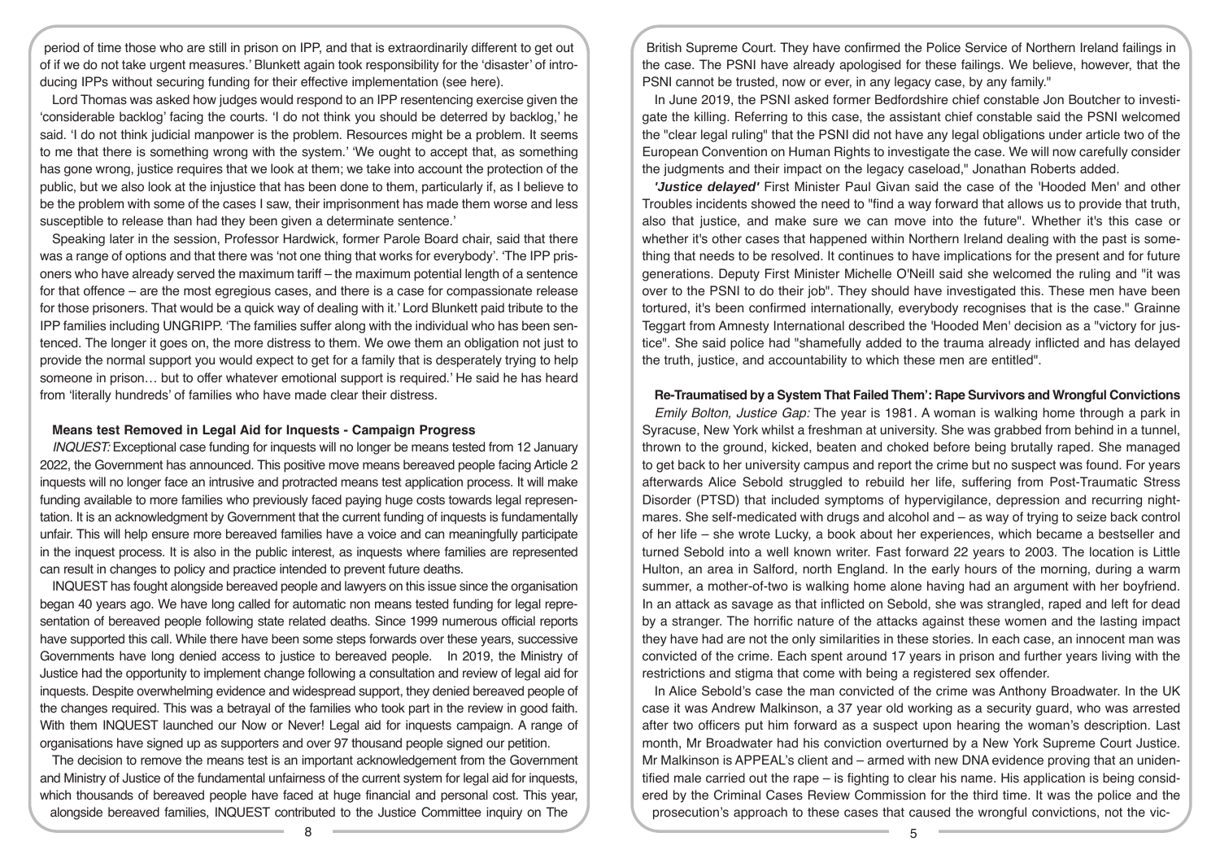period of time those who are still in prison on IPP, and that is extraordinarily different to get out of if we do not take urgent measures.' Blunkett again took responsibility for the 'disaster' of introducing IPPs without securing funding for their effective implementation (see here).

Lord Thomas was asked how judges would respond to an IPP resentencing exercise given the 'considerable backlog' facing the courts. 'I do not think you should be deterred by backlog,' he said. 'I do not think judicial manpower is the problem. Resources might be a problem. It seems to me that there is something wrong with the system.' 'We ought to accept that, as something has gone wrong, justice requires that we look at them; we take into account the protection of the public, but we also look at the injustice that has been done to them, particularly if, as I believe to be the problem with some of the cases I saw, their imprisonment has made them worse and less susceptible to release than had they been given a determinate sentence.'

Speaking later in the session, Professor Hardwick, former Parole Board chair, said that there was a range of options and that there was 'not one thing that works for everybody'. 'The IPP prisoners who have already served the maximum tariff – the maximum potential length of a sentence for that offence – are the most egregious cases, and there is a case for compassionate release for those prisoners. That would be a quick way of dealing with it.' Lord Blunkett paid tribute to the IPP families including UNGRIPP. 'The families suffer along with the individual who has been sentenced. The longer it goes on, the more distress to them. We owe them an obligation not just to provide the normal support you would expect to get for a family that is desperately trying to help someone in prison… but to offer whatever emotional support is required.' He said he has heard from 'literally hundreds' of families who have made clear their distress.

### Means test Removed in Legal Aid for Inquests - Campaign Progress

*INQUEST:* Exceptional case funding for inquests will no longer be means tested from 12 January 2022, the Government has announced. This positive move means bereaved people facing Article 2 inquests will no longer face an intrusive and protracted means test application process. It will make funding available to more families who previously faced paying huge costs towards legal representation. It is an acknowledgment by Government that the current funding of inquests is fundamentally unfair. This will help ensure more bereaved families have a voice and can meaningfully participate in the inquest process. It is also in the public interest, as inquests where families are represented can result in changes to policy and practice intended to prevent future deaths.

INQUEST has fought alongside bereaved people and lawyers on this issue since the organisation began 40 years ago. We have long called for automatic non means tested funding for legal representation of bereaved people following state related deaths. Since 1999 numerous official reports have supported this call. While there have been some steps forwards over these years, successive Governments have long denied access to justice to bereaved people. In 2019, the Ministry of Justice had the opportunity to implement change following a consultation and review of legal aid for inquests. Despite overwhelming evidence and widespread support, they denied bereaved people of the changes required. This was a betrayal of the families who took part in the review in good faith. With them INQUEST launched our Now or Never! Legal aid for inquests campaign. A range of organisations have signed up as supporters and over 97 thousand people signed our petition.

The decision to remove the means test is an important acknowledgement from the Government and Ministry of Justice of the fundamental unfairness of the current system for legal aid for inquests, which thousands of bereaved people have faced at huge financial and personal cost. This year, alongside bereaved families, INQUEST contributed to the Justice Committee inquiry on The

British Supreme Court. They have confirmed the Police Service of Northern Ireland failings in the case. The PSNI have already apologised for these failings. We believe, however, that the PSNI cannot be trusted, now or ever, in any legacy case, by any family."

In June 2019, the PSNI asked former Bedfordshire chief constable Jon Boutcher to investigate the killing. Referring to this case, the assistant chief constable said the PSNI welcomed the "clear legal ruling" that the PSNI did not have any legal obligations under article two of the European Convention on Human Rights to investigate the case. We will now carefully consider the judgments and their impact on the legacy caseload," Jonathan Roberts added.

***'Justice delayed'*** First Minister Paul Givan said the case of the 'Hooded Men' and other Troubles incidents showed the need to "find a way forward that allows us to provide that truth, also that justice, and make sure we can move into the future". Whether it's this case or whether it's other cases that happened within Northern Ireland dealing with the past is something that needs to be resolved. It continues to have implications for the present and for future generations. Deputy First Minister Michelle O'Neill said she welcomed the ruling and "it was over to the PSNI to do their job". They should have investigated this. These men have been tortured, it's been confirmed internationally, everybody recognises that is the case." Grainne Teggart from Amnesty International described the 'Hooded Men' decision as a "victory for justice". She said police had "shamefully added to the trauma already inflicted and has delayed the truth, justice, and accountability to which these men are entitled".

### Re-Traumatised by a System That Failed Them': Rape Survivors and Wrongful Convictions

*Emily Bolton, Justice Gap:* The year is 1981. A woman is walking home through a park in Syracuse, New York whilst a freshman at university. She was grabbed from behind in a tunnel, thrown to the ground, kicked, beaten and choked before being brutally raped. She managed to get back to her university campus and report the crime but no suspect was found. For years afterwards Alice Sebold struggled to rebuild her life, suffering from Post-Traumatic Stress Disorder (PTSD) that included symptoms of hypervigilance, depression and recurring nightmares. She self-medicated with drugs and alcohol and – as way of trying to seize back control of her life – she wrote Lucky, a book about her experiences, which became a bestseller and turned Sebold into a well known writer. Fast forward 22 years to 2003. The location is Little Hulton, an area in Salford, north England. In the early hours of the morning, during a warm summer, a mother-of-two is walking home alone having had an argument with her boyfriend. In an attack as savage as that inflicted on Sebold, she was strangled, raped and left for dead by a stranger. The horrific nature of the attacks against these women and the lasting impact they have had are not the only similarities in these stories. In each case, an innocent man was convicted of the crime. Each spent around 17 years in prison and further years living with the restrictions and stigma that come with being a registered sex offender.

In Alice Sebold's case the man convicted of the crime was Anthony Broadwater. In the UK case it was Andrew Malkinson, a 37 year old working as a security guard, who was arrested after two officers put him forward as a suspect upon hearing the woman's description. Last month, Mr Broadwater had his conviction overturned by a New York Supreme Court Justice. Mr Malkinson is APPEAL's client and – armed with new DNA evidence proving that an unidentified male carried out the rape – is fighting to clear his name. His application is being considered by the Criminal Cases Review Commission for the third time. It was the police and the prosecution's approach to these cases that caused the wrongful convictions, not the vic-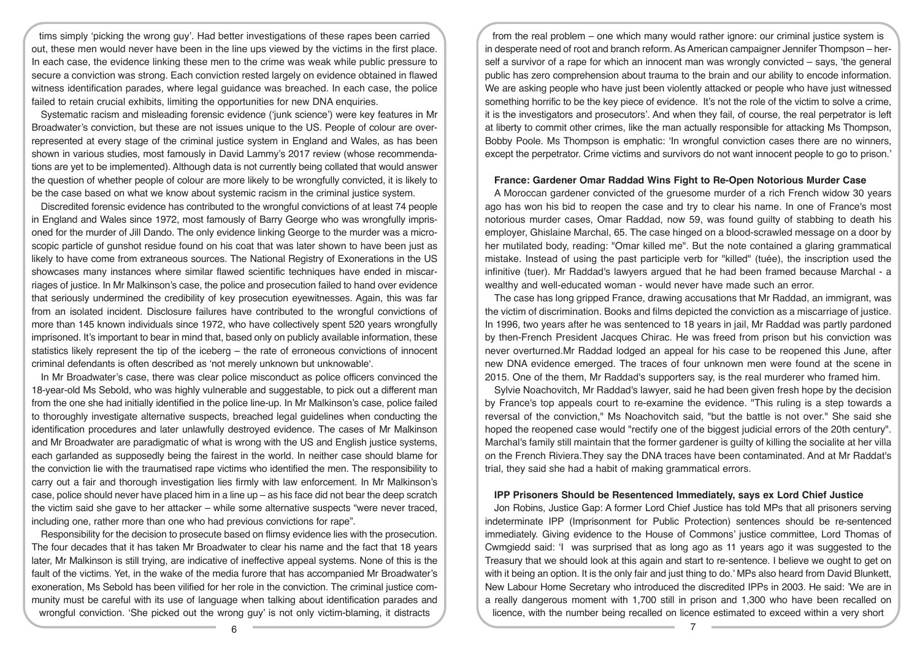tims simply 'picking the wrong guy'. Had better investigations of these rapes been carried out, these men would never have been in the line ups viewed by the victims in the first place. In each case, the evidence linking these men to the crime was weak while public pressure to secure a conviction was strong. Each conviction rested largely on evidence obtained in flawed witness identification parades, where legal guidance was breached. In each case, the police failed to retain crucial exhibits, limiting the opportunities for new DNA enquiries.

Systematic racism and misleading forensic evidence ('junk science') were key features in Mr Broadwater's conviction, but these are not issues unique to the US. People of colour are over-represented at every stage of the criminal justice system in England and Wales, as has been shown in various studies, most famously in David Lammy's 2017 review (whose recommendations are yet to be implemented). Although data is not currently being collated that would answer the question of whether people of colour are more likely to be wrongfully convicted, it is likely to be the case based on what we know about systemic racism in the criminal justice system.

Discredited forensic evidence has contributed to the wrongful convictions of at least 74 people in England and Wales since 1972, most famously of Barry George who was wrongfully imprisoned for the murder of Jill Dando. The only evidence linking George to the murder was a microscopic particle of gunshot residue found on his coat that was later shown to have been just as likely to have come from extraneous sources. The National Registry of Exonerations in the US showcases many instances where similar flawed scientific techniques have ended in miscarriages of justice. In Mr Malkinson's case, the police and prosecution failed to hand over evidence that seriously undermined the credibility of key prosecution eyewitnesses. Again, this was far from an isolated incident. Disclosure failures have contributed to the wrongful convictions of more than 145 known individuals since 1972, who have collectively spent 520 years wrongfully imprisoned. It's important to bear in mind that, based only on publicly available information, these statistics likely represent the tip of the iceberg – the rate of erroneous convictions of innocent criminal defendants is often described as 'not merely unknown but unknowable'.

In Mr Broadwater's case, there was clear police misconduct as police officers convinced the 18-year-old Ms Sebold, who was highly vulnerable and suggestable, to pick out a different man from the one she had initially identified in the police line-up. In Mr Malkinson's case, police failed to thoroughly investigate alternative suspects, breached legal guidelines when conducting the identification procedures and later unlawfully destroyed evidence. The cases of Mr Malkinson and Mr Broadwater are paradigmatic of what is wrong with the US and English justice systems, each garlanded as supposedly being the fairest in the world. In neither case should blame for the conviction lie with the traumatised rape victims who identified the men. The responsibility to carry out a fair and thorough investigation lies firmly with law enforcement. In Mr Malkinson's case, police should never have placed him in a line up – as his face did not bear the deep scratch the victim said she gave to her attacker – while some alternative suspects "were never traced, including one, rather more than one who had previous convictions for rape".

Responsibility for the decision to prosecute based on flimsy evidence lies with the prosecution. The four decades that it has taken Mr Broadwater to clear his name and the fact that 18 years later, Mr Malkinson is still trying, are indicative of ineffective appeal systems. None of this is the fault of the victims. Yet, in the wake of the media furore that has accompanied Mr Broadwater's exoneration, Ms Sebold has been vilified for her role in the conviction. The criminal justice community must be careful with its use of language when talking about identification parades and wrongful conviction. 'She picked out the wrong guy' is not only victim-blaming, it distracts from the real problem – one which many would rather ignore: our criminal justice system is in desperate need of root and branch reform. As American campaigner Jennifer Thompson – herself a survivor of a rape for which an innocent man was wrongly convicted – says, 'the general public has zero comprehension about trauma to the brain and our ability to encode information. We are asking people who have just been violently attacked or people who have just witnessed something horrific to be the key piece of evidence. It's not the role of the victim to solve a crime, it is the investigators and prosecutors'. And when they fail, of course, the real perpetrator is left at liberty to commit other crimes, like the man actually responsible for attacking Ms Thompson, Bobby Poole. Ms Thompson is emphatic: 'In wrongful conviction cases there are no winners, except the perpetrator. Crime victims and survivors do not want innocent people to go to prison.'

## France: Gardener Omar Raddad Wins Fight to Re-Open Notorious Murder Case

A Moroccan gardener convicted of the gruesome murder of a rich French widow 30 years ago has won his bid to reopen the case and try to clear his name. In one of France's most notorious murder cases, Omar Raddad, now 59, was found guilty of stabbing to death his employer, Ghislaine Marchal, 65. The case hinged on a blood-scrawled message on a door by her mutilated body, reading: "Omar killed me". But the note contained a glaring grammatical mistake. Instead of using the past participle verb for "killed" (tuée), the inscription used the infinitive (tuer). Mr Raddad's lawyers argued that he had been framed because Marchal - a wealthy and well-educated woman - would never have made such an error.

The case has long gripped France, drawing accusations that Mr Raddad, an immigrant, was the victim of discrimination. Books and films depicted the conviction as a miscarriage of justice. In 1996, two years after he was sentenced to 18 years in jail, Mr Raddad was partly pardoned by then-French President Jacques Chirac. He was freed from prison but his conviction was never overturned.Mr Raddad lodged an appeal for his case to be reopened this June, after new DNA evidence emerged. The traces of four unknown men were found at the scene in 2015. One of the them, Mr Raddad's supporters say, is the real murderer who framed him.

Sylvie Noachovitch, Mr Raddad's lawyer, said he had been given fresh hope by the decision by France's top appeals court to re-examine the evidence. "This ruling is a step towards a reversal of the conviction," Ms Noachovitch said, "but the battle is not over." She said she hoped the reopened case would "rectify one of the biggest judicial errors of the 20th century". Marchal's family still maintain that the former gardener is guilty of killing the socialite at her villa on the French Riviera.They say the DNA traces have been contaminated. And at Mr Raddat's trial, they said she had a habit of making grammatical errors.

## IPP Prisoners Should be Resentenced Immediately, says ex Lord Chief Justice

Jon Robins, Justice Gap: A former Lord Chief Justice has told MPs that all prisoners serving indeterminate IPP (Imprisonment for Public Protection) sentences should be re-sentenced immediately. Giving evidence to the House of Commons' justice committee, Lord Thomas of Cwmgiedd said: 'I was surprised that as long ago as 11 years ago it was suggested to the Treasury that we should look at this again and start to re-sentence. I believe we ought to get on with it being an option. It is the only fair and just thing to do.' MPs also heard from David Blunkett, New Labour Home Secretary who introduced the discredited IPPs in 2003. He said: 'We are in a really dangerous moment with 1,700 still in prison and 1,300 who have been recalled on licence, with the number being recalled on licence estimated to exceed within a very short